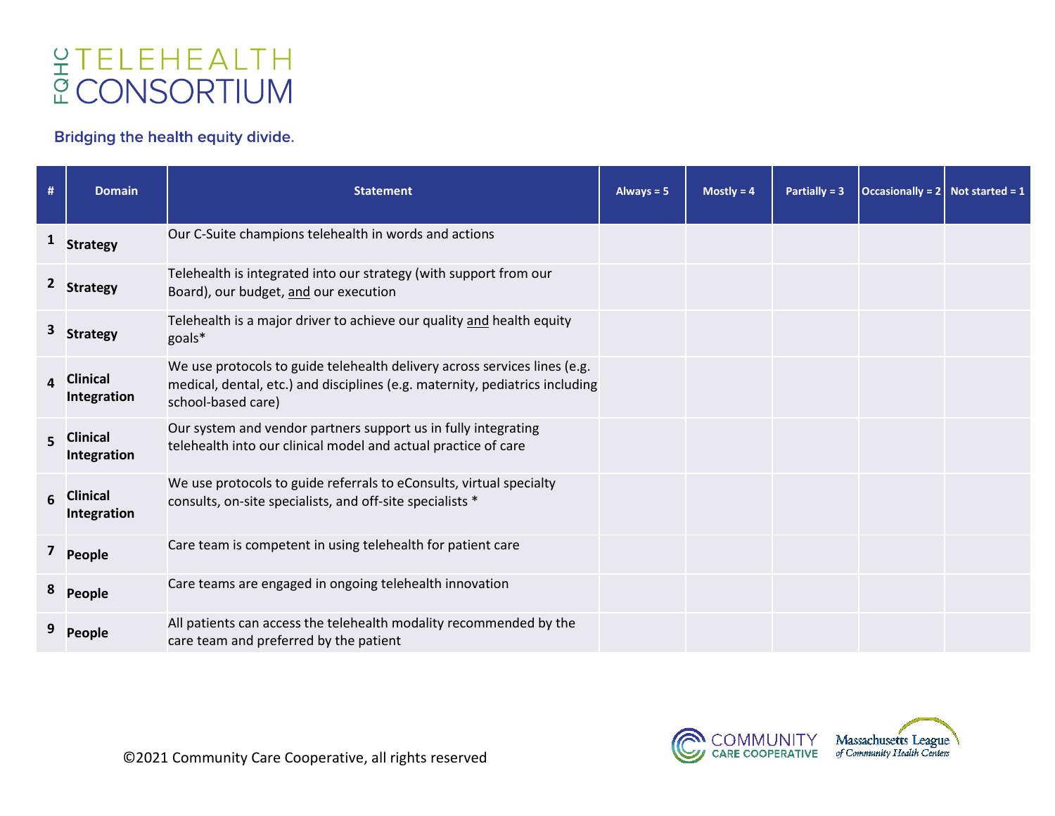# FQHC TELEHEALTH CONSORTIUM

Bridging the health equity divide.

| # | Domain | Statement | Always = 5 | Mostly = 4 | Partially = 3 | Occasionally = 2 | Not started = 1 |
|---|---|---|---|---|---|---|---|
| 1 | **Strategy** | Our C-Suite champions telehealth in words and actions | | | | | |
| 2 | **Strategy** | Telehealth is integrated into our strategy (with support from our Board), our budget, and our execution | | | | | |
| 3 | **Strategy** | Telehealth is a major driver to achieve our quality and health equity goals* | | | | | |
| 4 | **Clinical Integration** | We use protocols to guide telehealth delivery across services lines (e.g. medical, dental, etc.) and disciplines (e.g. maternity, pediatrics including school-based care) | | | | | |
| 5 | **Clinical Integration** | Our system and vendor partners support us in fully integrating telehealth into our clinical model and actual practice of care | | | | | |
| 6 | **Clinical Integration** | We use protocols to guide referrals to eConsults, virtual specialty consults, on-site specialists, and off-site specialists * | | | | | |
| 7 | **People** | Care team is competent in using telehealth for patient care | | | | | |
| 8 | **People** | Care teams are engaged in ongoing telehealth innovation | | | | | |
| 9 | **People** | All patients can access the telehealth modality recommended by the care team and preferred by the patient | | | | | |

©2021 Community Care Cooperative, all rights reserved

COMMUNITY CARE COOPERATIVE — Massachusetts League of Community Health Centers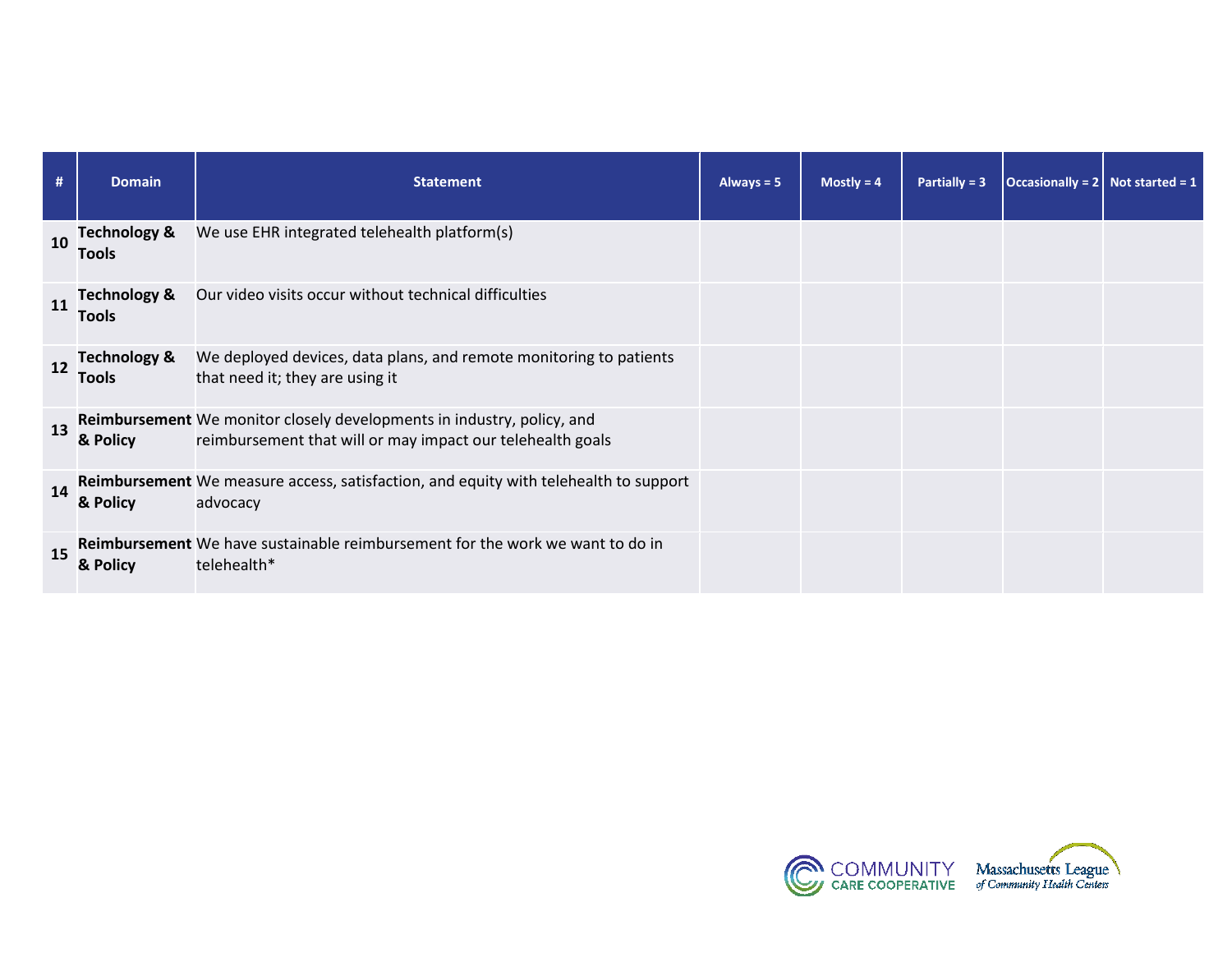| # | Domain | Statement | Always = 5 | Mostly = 4 | Partially = 3 | Occasionally = 2 | Not started = 1 |
|---|---|---|---|---|---|---|---|
| 10 | **Technology & Tools** | We use EHR integrated telehealth platform(s) | | | | | |
| 11 | **Technology & Tools** | Our video visits occur without technical difficulties | | | | | |
| 12 | **Technology & Tools** | We deployed devices, data plans, and remote monitoring to patients that need it; they are using it | | | | | |
| 13 | **Reimbursement & Policy** | We monitor closely developments in industry, policy, and reimbursement that will or may impact our telehealth goals | | | | | |
| 14 | **Reimbursement & Policy** | We measure access, satisfaction, and equity with telehealth to support advocacy | | | | | |
| 15 | **Reimbursement & Policy** | We have sustainable reimbursement for the work we want to do in telehealth* | | | | | |

COMMUNITY CARE COOPERATIVE

Massachusetts League of Community Health Centers